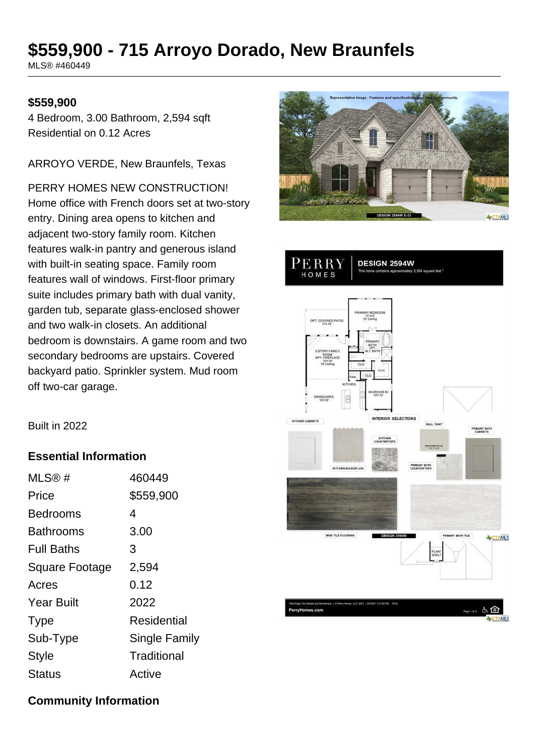# $559,900 - 715 Arroyo Dorado, New Braunfels

MLS® #460449

**$559,900**

4 Bedroom, 3.00 Bathroom, 2,594 sqft

Residential on 0.12 Acres

ARROYO VERDE, New Braunfels, Texas

PERRY HOMES NEW CONSTRUCTION! Home office with French doors set at two-story entry. Dining area opens to kitchen and adjacent two-story family room. Kitchen features walk-in pantry and generous island with built-in seating space. Family room features wall of windows. First-floor primary suite includes primary bath with dual vanity, garden tub, separate glass-enclosed shower and two walk-in closets. An additional bedroom is downstairs. A game room and two secondary bedrooms are upstairs. Covered backyard patio. Sprinkler system. Mud room off two-car garage.

Built in 2022

## Essential Information

| | |
|---|---|
| MLS® # | 460449 |
| Price | $559,900 |
| Bedrooms | 4 |
| Bathrooms | 3.00 |
| Full Baths | 3 |
| Square Footage | 2,594 |
| Acres | 0.12 |
| Year Built | 2022 |
| Type | Residential |
| Sub-Type | Single Family |
| Style | Traditional |
| Status | Active |

## Community Information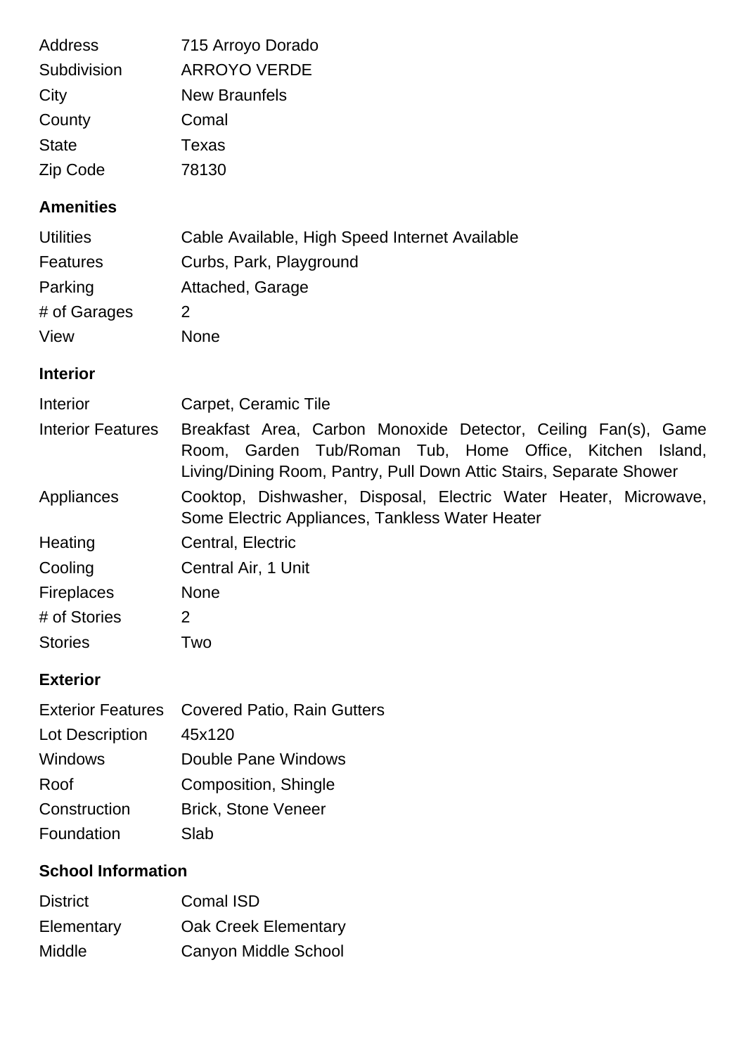| | |
|---|---|
| Address | 715 Arroyo Dorado |
| Subdivision | ARROYO VERDE |
| City | New Braunfels |
| County | Comal |
| State | Texas |
| Zip Code | 78130 |

## Amenities

| | |
|---|---|
| Utilities | Cable Available, High Speed Internet Available |
| Features | Curbs, Park, Playground |
| Parking | Attached, Garage |
| # of Garages | 2 |
| View | None |

## Interior

| | |
|---|---|
| Interior | Carpet, Ceramic Tile |
| Interior Features | Breakfast Area, Carbon Monoxide Detector, Ceiling Fan(s), Game Room, Garden Tub/Roman Tub, Home Office, Kitchen Island, Living/Dining Room, Pantry, Pull Down Attic Stairs, Separate Shower |
| Appliances | Cooktop, Dishwasher, Disposal, Electric Water Heater, Microwave, Some Electric Appliances, Tankless Water Heater |
| Heating | Central, Electric |
| Cooling | Central Air, 1 Unit |
| Fireplaces | None |
| # of Stories | 2 |
| Stories | Two |

## Exterior

| | |
|---|---|
| Exterior Features | Covered Patio, Rain Gutters |
| Lot Description | 45x120 |
| Windows | Double Pane Windows |
| Roof | Composition, Shingle |
| Construction | Brick, Stone Veneer |
| Foundation | Slab |

## School Information

| | |
|---|---|
| District | Comal ISD |
| Elementary | Oak Creek Elementary |
| Middle | Canyon Middle School |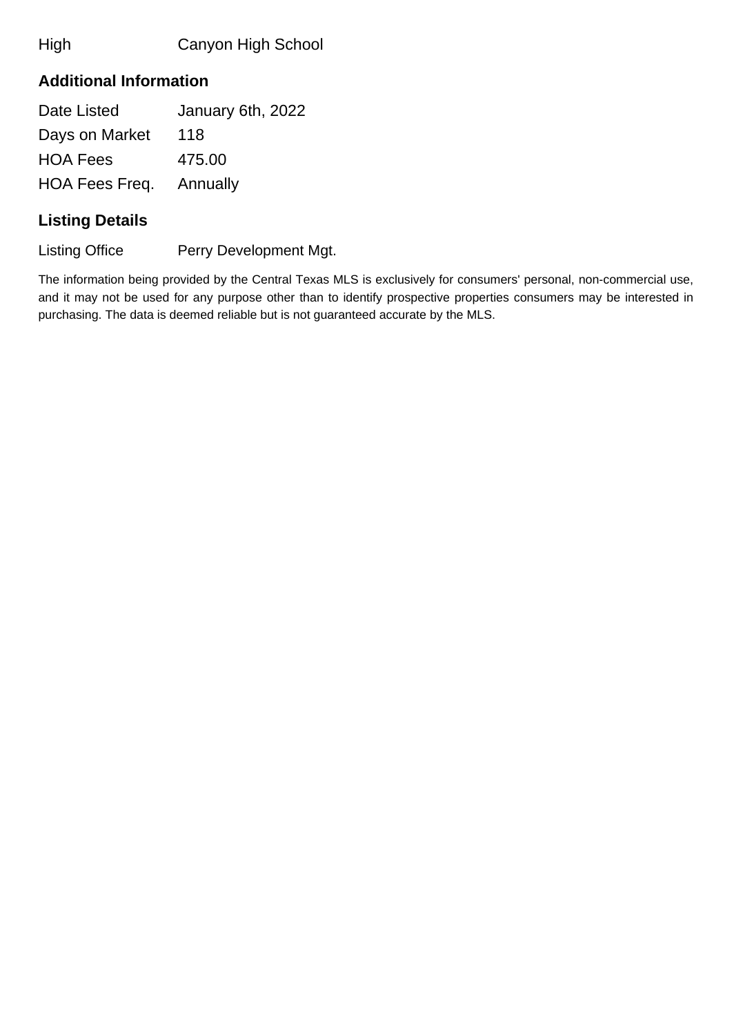| | |
|---|---|
| High | Canyon High School |

## Additional Information

| | |
|---|---|
| Date Listed | January 6th, 2022 |
| Days on Market | 118 |
| HOA Fees | 475.00 |
| HOA Fees Freq. | Annually |

## Listing Details

| | |
|---|---|
| Listing Office | Perry Development Mgt. |

The information being provided by the Central Texas MLS is exclusively for consumers' personal, non-commercial use, and it may not be used for any purpose other than to identify prospective properties consumers may be interested in purchasing. The data is deemed reliable but is not guaranteed accurate by the MLS.